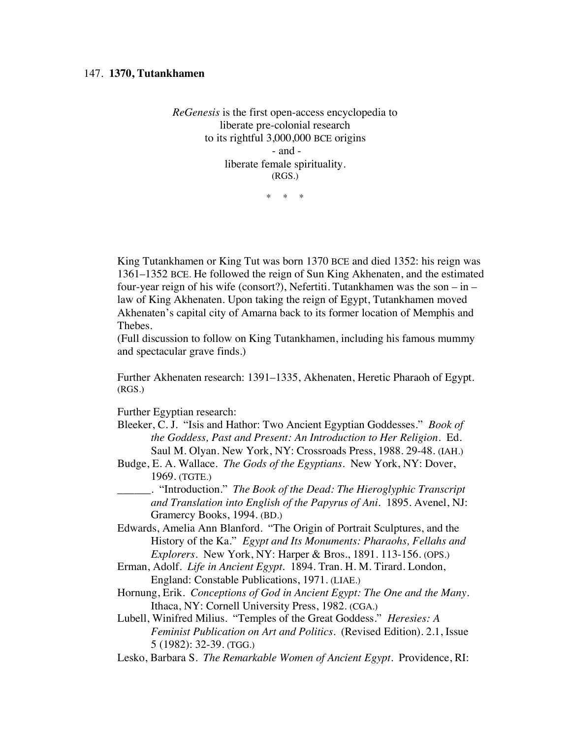147. **1370, Tutankhamen**

*ReGenesis* is the first open-access encyclopedia to
liberate pre-colonial research
to its rightful 3,000,000 BCE origins
- and -
liberate female spirituality.
(RGS.)

\* \* \*

King Tutankhamen or King Tut was born 1370 BCE and died 1352: his reign was 1361–1352 BCE. He followed the reign of Sun King Akhenaten, and the estimated four-year reign of his wife (consort?), Nefertiti. Tutankhamen was the son – in – law of King Akhenaten. Upon taking the reign of Egypt, Tutankhamen moved Akhenaten's capital city of Amarna back to its former location of Memphis and Thebes.
(Full discussion to follow on King Tutankhamen, including his famous mummy and spectacular grave finds.)

Further Akhenaten research: 1391–1335, Akhenaten, Heretic Pharaoh of Egypt. (RGS.)

Further Egyptian research:

Bleeker, C. J. "Isis and Hathor: Two Ancient Egyptian Goddesses." *Book of the Goddess, Past and Present: An Introduction to Her Religion*. Ed. Saul M. Olyan. New York, NY: Crossroads Press, 1988. 29-48. (IAH.)

Budge, E. A. Wallace. *The Gods of the Egyptians*. New York, NY: Dover, 1969. (TGTE.)

______. "Introduction." *The Book of the Dead: The Hieroglyphic Transcript and Translation into English of the Papyrus of Ani*. 1895. Avenel, NJ: Gramercy Books, 1994. (BD.)

Edwards, Amelia Ann Blanford. "The Origin of Portrait Sculptures, and the History of the Ka." *Egypt and Its Monuments: Pharaohs, Fellahs and Explorers*. New York, NY: Harper & Bros., 1891. 113-156. (OPS.)

Erman, Adolf. *Life in Ancient Egypt*. 1894. Tran. H. M. Tirard. London, England: Constable Publications, 1971. (LIAE.)

Hornung, Erik. *Conceptions of God in Ancient Egypt: The One and the Many*. Ithaca, NY: Cornell University Press, 1982. (CGA.)

Lubell, Winifred Milius. "Temples of the Great Goddess." *Heresies: A Feminist Publication on Art and Politics*. (Revised Edition). 2.1, Issue 5 (1982): 32-39. (TGG.)

Lesko, Barbara S. *The Remarkable Women of Ancient Egypt*. Providence, RI: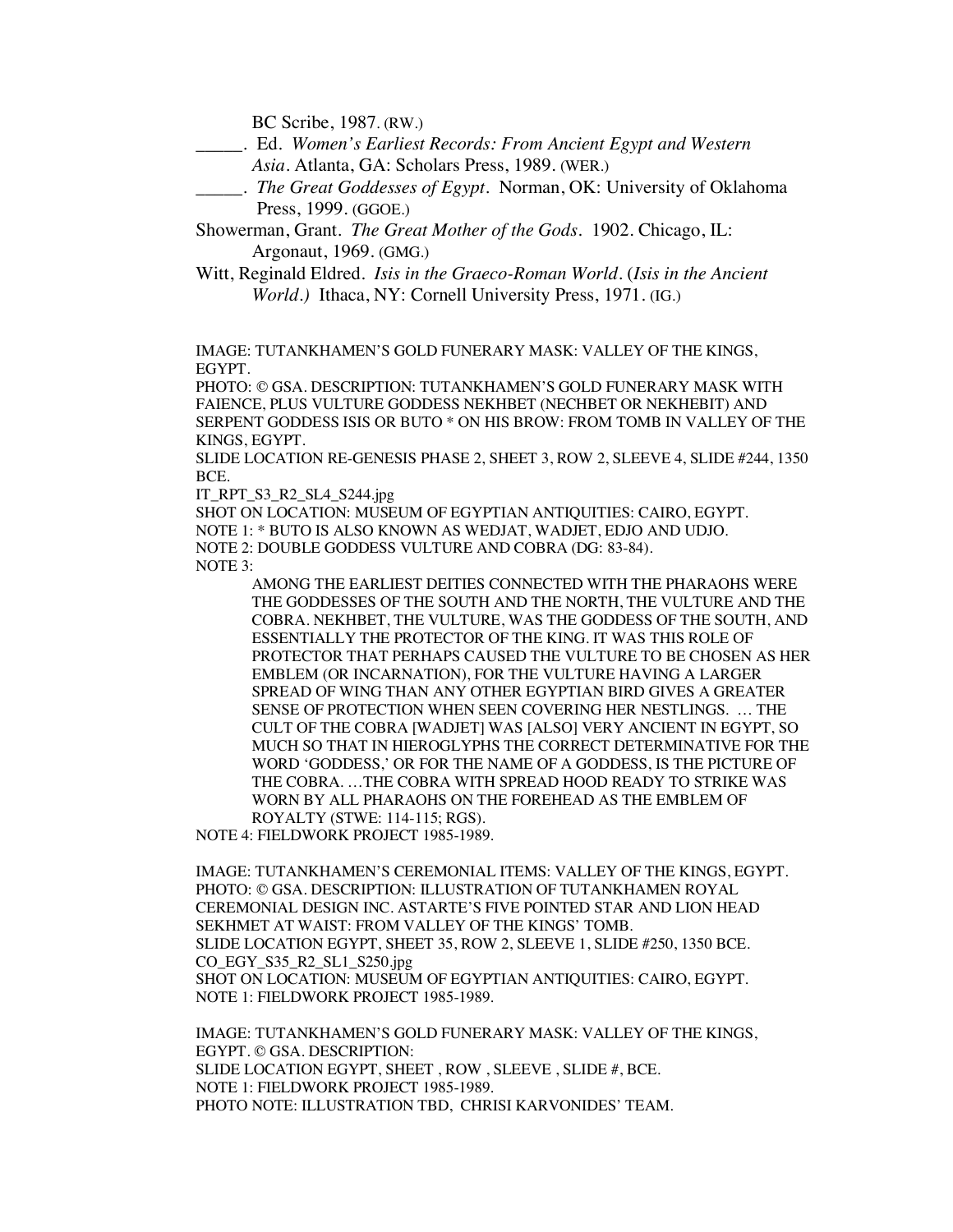BC Scribe, 1987. (RW.)

_____. Ed. *Women's Earliest Records: From Ancient Egypt and Western Asia*. Atlanta, GA: Scholars Press, 1989. (WER.)

_____. *The Great Goddesses of Egypt*. Norman, OK: University of Oklahoma Press, 1999. (GGOE.)

Showerman, Grant. *The Great Mother of the Gods*. 1902. Chicago, IL: Argonaut, 1969. (GMG.)

Witt, Reginald Eldred. *Isis in the Graeco-Roman World*. (*Isis in the Ancient World.*) Ithaca, NY: Cornell University Press, 1971. (IG.)

IMAGE: TUTANKHAMEN'S GOLD FUNERARY MASK: VALLEY OF THE KINGS, EGYPT.
PHOTO: © GSA. DESCRIPTION: TUTANKHAMEN'S GOLD FUNERARY MASK WITH FAIENCE, PLUS VULTURE GODDESS NEKHBET (NECHBET OR NEKHEBIT) AND SERPENT GODDESS ISIS OR BUTO * ON HIS BROW: FROM TOMB IN VALLEY OF THE KINGS, EGYPT.
SLIDE LOCATION RE-GENESIS PHASE 2, SHEET 3, ROW 2, SLEEVE 4, SLIDE #244, 1350 BCE.
IT_RPT_S3_R2_SL4_S244.jpg
SHOT ON LOCATION: MUSEUM OF EGYPTIAN ANTIQUITIES: CAIRO, EGYPT.
NOTE 1: * BUTO IS ALSO KNOWN AS WEDJAT, WADJET, EDJO AND UDJO.
NOTE 2: DOUBLE GODDESS VULTURE AND COBRA (DG: 83-84).
NOTE 3:

> AMONG THE EARLIEST DEITIES CONNECTED WITH THE PHARAOHS WERE THE GODDESSES OF THE SOUTH AND THE NORTH, THE VULTURE AND THE COBRA. NEKHBET, THE VULTURE, WAS THE GODDESS OF THE SOUTH, AND ESSENTIALLY THE PROTECTOR OF THE KING. IT WAS THIS ROLE OF PROTECTOR THAT PERHAPS CAUSED THE VULTURE TO BE CHOSEN AS HER EMBLEM (OR INCARNATION), FOR THE VULTURE HAVING A LARGER SPREAD OF WING THAN ANY OTHER EGYPTIAN BIRD GIVES A GREATER SENSE OF PROTECTION WHEN SEEN COVERING HER NESTLINGS. … THE CULT OF THE COBRA [WADJET] WAS [ALSO] VERY ANCIENT IN EGYPT, SO MUCH SO THAT IN HIEROGLYPHS THE CORRECT DETERMINATIVE FOR THE WORD 'GODDESS,' OR FOR THE NAME OF A GODDESS, IS THE PICTURE OF THE COBRA. …THE COBRA WITH SPREAD HOOD READY TO STRIKE WAS WORN BY ALL PHARAOHS ON THE FOREHEAD AS THE EMBLEM OF ROYALTY (STWE: 114-115; RGS).

NOTE 4: FIELDWORK PROJECT 1985-1989.

IMAGE: TUTANKHAMEN'S CEREMONIAL ITEMS: VALLEY OF THE KINGS, EGYPT.
PHOTO: © GSA. DESCRIPTION: ILLUSTRATION OF TUTANKHAMEN ROYAL CEREMONIAL DESIGN INC. ASTARTE'S FIVE POINTED STAR AND LION HEAD SEKHMET AT WAIST: FROM VALLEY OF THE KINGS' TOMB.
SLIDE LOCATION EGYPT, SHEET 35, ROW 2, SLEEVE 1, SLIDE #250, 1350 BCE.
CO_EGY_S35_R2_SL1_S250.jpg
SHOT ON LOCATION: MUSEUM OF EGYPTIAN ANTIQUITIES: CAIRO, EGYPT.
NOTE 1: FIELDWORK PROJECT 1985-1989.

IMAGE: TUTANKHAMEN'S GOLD FUNERARY MASK: VALLEY OF THE KINGS, EGYPT. © GSA. DESCRIPTION:
SLIDE LOCATION EGYPT, SHEET , ROW , SLEEVE , SLIDE #, BCE.
NOTE 1: FIELDWORK PROJECT 1985-1989.
PHOTO NOTE: ILLUSTRATION TBD, CHRISI KARVONIDES' TEAM.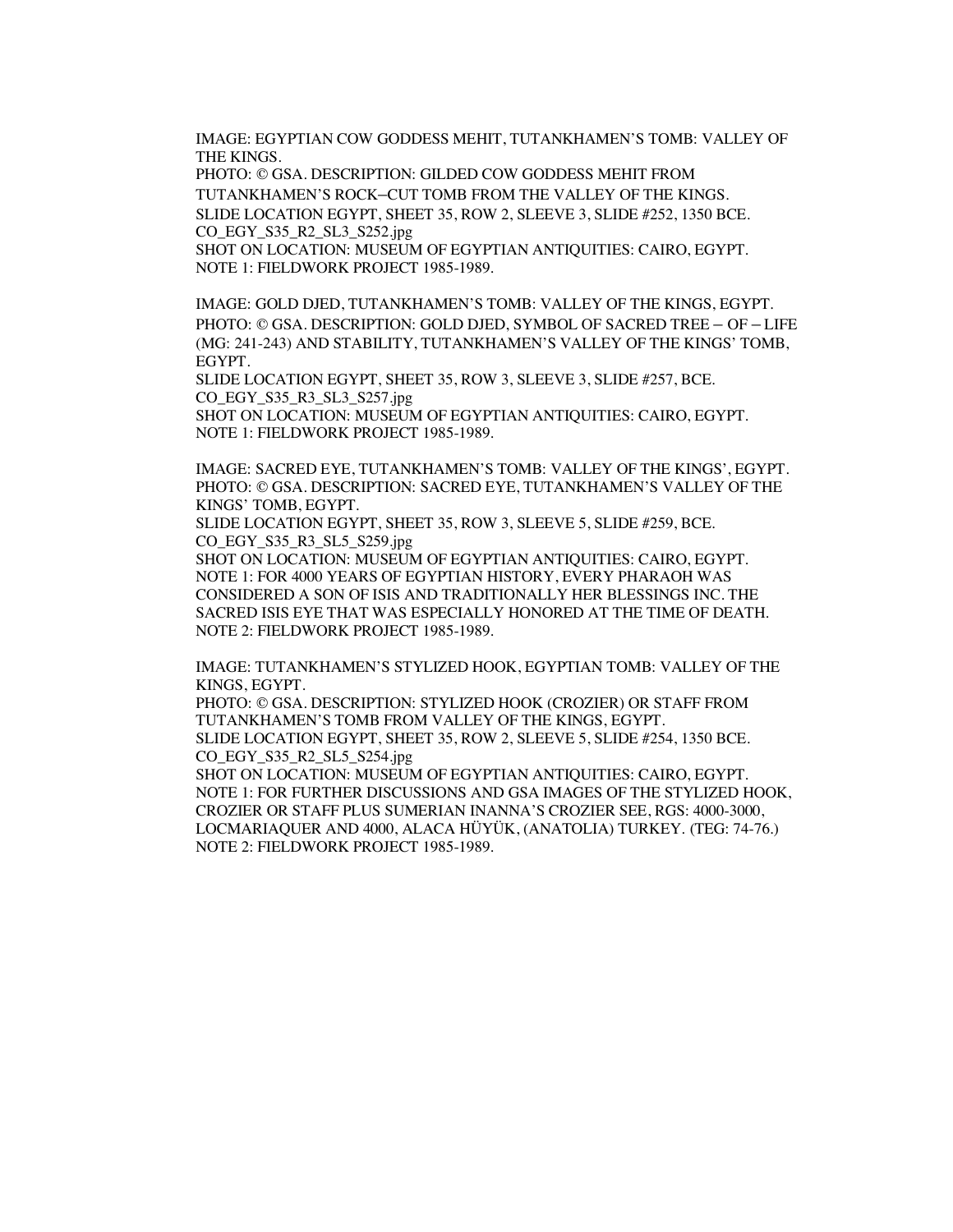IMAGE: EGYPTIAN COW GODDESS MEHIT, TUTANKHAMEN'S TOMB: VALLEY OF THE KINGS.
PHOTO: © GSA. DESCRIPTION: GILDED COW GODDESS MEHIT FROM TUTANKHAMEN'S ROCK–CUT TOMB FROM THE VALLEY OF THE KINGS.
SLIDE LOCATION EGYPT, SHEET 35, ROW 2, SLEEVE 3, SLIDE #252, 1350 BCE.
CO_EGY_S35_R2_SL3_S252.jpg
SHOT ON LOCATION: MUSEUM OF EGYPTIAN ANTIQUITIES: CAIRO, EGYPT.
NOTE 1: FIELDWORK PROJECT 1985-1989.

IMAGE: GOLD DJED, TUTANKHAMEN'S TOMB: VALLEY OF THE KINGS, EGYPT.
PHOTO: © GSA. DESCRIPTION: GOLD DJED, SYMBOL OF SACRED TREE – OF – LIFE (MG: 241-243) AND STABILITY, TUTANKHAMEN'S VALLEY OF THE KINGS' TOMB, EGYPT.
SLIDE LOCATION EGYPT, SHEET 35, ROW 3, SLEEVE 3, SLIDE #257, BCE.
CO_EGY_S35_R3_SL3_S257.jpg
SHOT ON LOCATION: MUSEUM OF EGYPTIAN ANTIQUITIES: CAIRO, EGYPT.
NOTE 1: FIELDWORK PROJECT 1985-1989.

IMAGE: SACRED EYE, TUTANKHAMEN'S TOMB: VALLEY OF THE KINGS', EGYPT.
PHOTO: © GSA. DESCRIPTION: SACRED EYE, TUTANKHAMEN'S VALLEY OF THE KINGS' TOMB, EGYPT.
SLIDE LOCATION EGYPT, SHEET 35, ROW 3, SLEEVE 5, SLIDE #259, BCE.
CO_EGY_S35_R3_SL5_S259.jpg
SHOT ON LOCATION: MUSEUM OF EGYPTIAN ANTIQUITIES: CAIRO, EGYPT.
NOTE 1: FOR 4000 YEARS OF EGYPTIAN HISTORY, EVERY PHARAOH WAS CONSIDERED A SON OF ISIS AND TRADITIONALLY HER BLESSINGS INC. THE SACRED ISIS EYE THAT WAS ESPECIALLY HONORED AT THE TIME OF DEATH.
NOTE 2: FIELDWORK PROJECT 1985-1989.

IMAGE: TUTANKHAMEN'S STYLIZED HOOK, EGYPTIAN TOMB: VALLEY OF THE KINGS, EGYPT.
PHOTO: © GSA. DESCRIPTION: STYLIZED HOOK (CROZIER) OR STAFF FROM TUTANKHAMEN'S TOMB FROM VALLEY OF THE KINGS, EGYPT.
SLIDE LOCATION EGYPT, SHEET 35, ROW 2, SLEEVE 5, SLIDE #254, 1350 BCE.
CO_EGY_S35_R2_SL5_S254.jpg
SHOT ON LOCATION: MUSEUM OF EGYPTIAN ANTIQUITIES: CAIRO, EGYPT.
NOTE 1: FOR FURTHER DISCUSSIONS AND GSA IMAGES OF THE STYLIZED HOOK, CROZIER OR STAFF PLUS SUMERIAN INANNA'S CROZIER SEE, RGS: 4000-3000, LOCMARIAQUER AND 4000, ALACA HÜYÜK, (ANATOLIA) TURKEY. (TEG: 74-76.)
NOTE 2: FIELDWORK PROJECT 1985-1989.